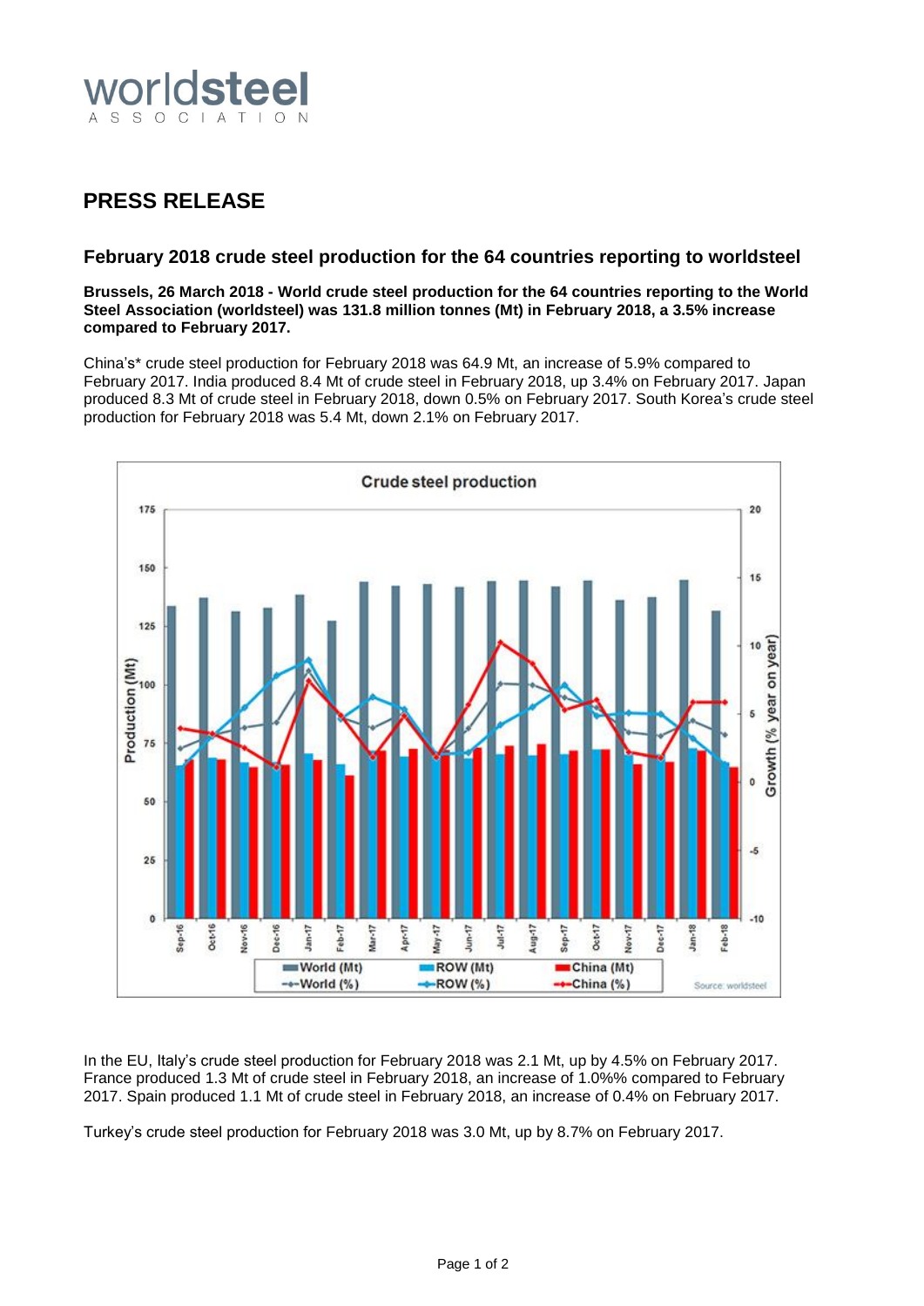worldsteel ASSOCIATION

# PRESS RELEASE

## February 2018 crude steel production for the 64 countries reporting to worldsteel

**Brussels, 26 March 2018 - World crude steel production for the 64 countries reporting to the World Steel Association (worldsteel) was 131.8 million tonnes (Mt) in February 2018, a 3.5% increase compared to February 2017.**

China's* crude steel production for February 2018 was 64.9 Mt, an increase of 5.9% compared to February 2017. India produced 8.4 Mt of crude steel in February 2018, up 3.4% on February 2017. Japan produced 8.3 Mt of crude steel in February 2018, down 0.5% on February 2017. South Korea's crude steel production for February 2018 was 5.4 Mt, down 2.1% on February 2017.

In the EU, Italy's crude steel production for February 2018 was 2.1 Mt, up by 4.5% on February 2017. France produced 1.3 Mt of crude steel in February 2018, an increase of 1.0%% compared to February 2017. Spain produced 1.1 Mt of crude steel in February 2018, an increase of 0.4% on February 2017.

Turkey's crude steel production for February 2018 was 3.0 Mt, up by 8.7% on February 2017.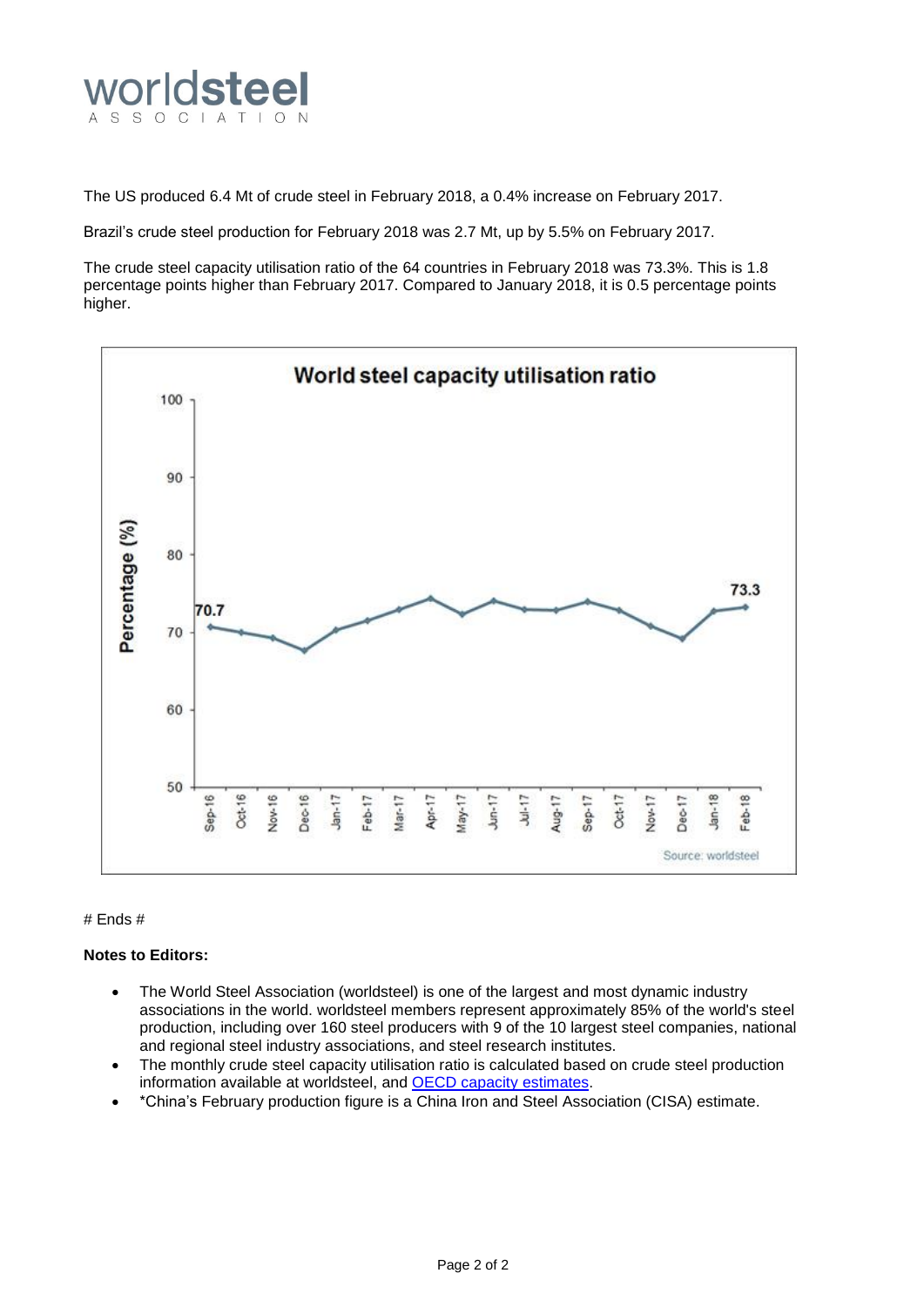The US produced 6.4 Mt of crude steel in February 2018, a 0.4% increase on February 2017.

Brazil's crude steel production for February 2018 was 2.7 Mt, up by 5.5% on February 2017.

The crude steel capacity utilisation ratio of the 64 countries in February 2018 was 73.3%. This is 1.8 percentage points higher than February 2017. Compared to January 2018, it is 0.5 percentage points higher.

World steel capacity utilisation ratio

Percentage (%)

100
90
80
70
60
50

70.7
73.3

Sep-16 Oct-16 Nov-16 Dec-16 Jan-17 Feb-17 Mar-17 Apr-17 May-17 Jun-17 Jul-17 Aug-17 Sep-17 Oct-17 Nov-17 Dec-17 Jan-18 Feb-18

Source: worldsteel

# Ends #

**Notes to Editors:**

- The World Steel Association (worldsteel) is one of the largest and most dynamic industry associations in the world. worldsteel members represent approximately 85% of the world's steel production, including over 160 steel producers with 9 of the 10 largest steel companies, national and regional steel industry associations, and steel research institutes.
- The monthly crude steel capacity utilisation ratio is calculated based on crude steel production information available at worldsteel, and OECD capacity estimates.
- *China's February production figure is a China Iron and Steel Association (CISA) estimate.